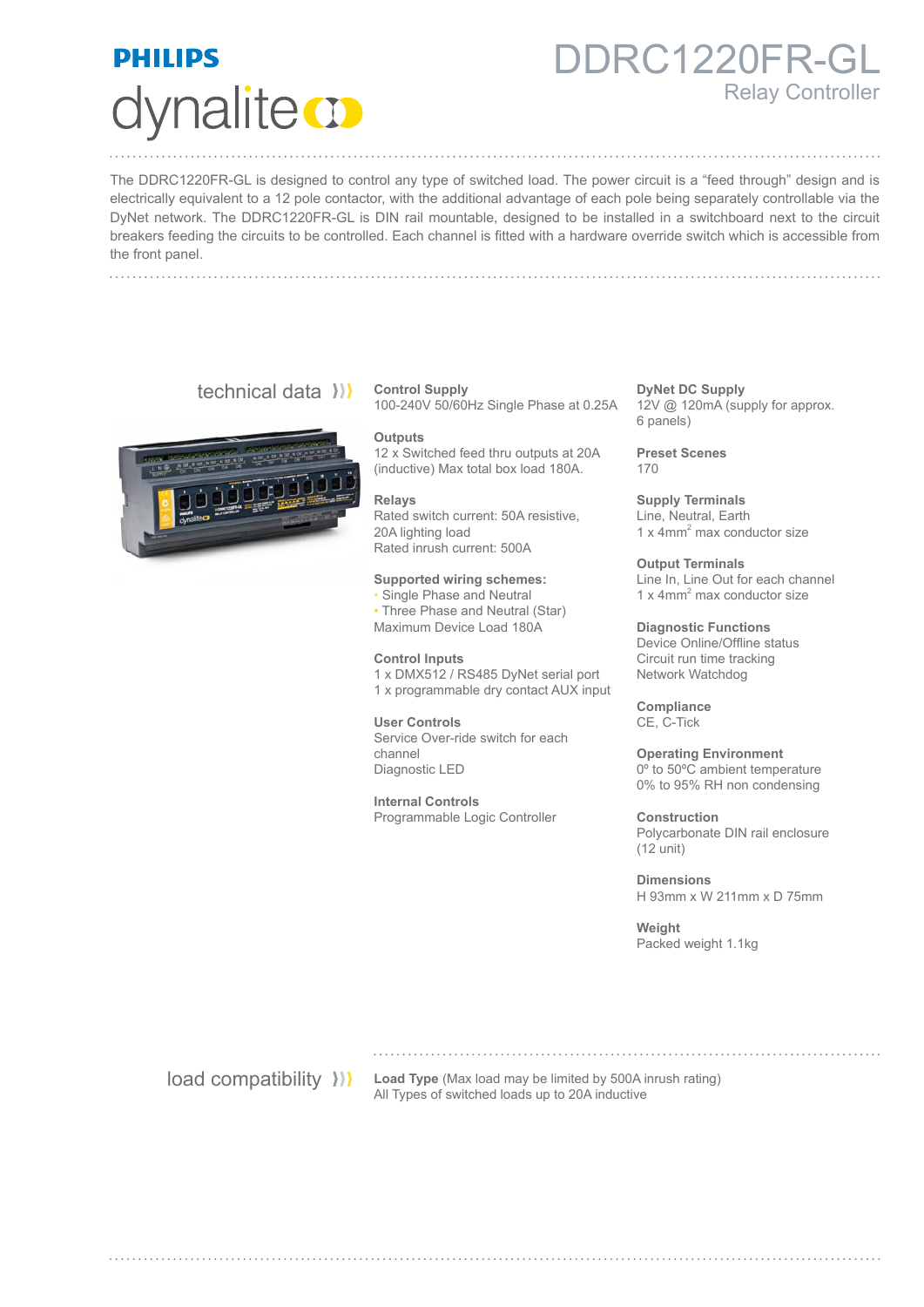PHILIPS

dynalite

# DDRC1220FR-GL

## Relay Controller

The DDRC1220FR-GL is designed to control any type of switched load. The power circuit is a "feed through" design and is electrically equivalent to a 12 pole contactor, with the additional advantage of each pole being separately controllable via the DyNet network. The DDRC1220FR-GL is DIN rail mountable, designed to be installed in a switchboard next to the circuit breakers feeding the circuits to be controlled. Each channel is fitted with a hardware override switch which is accessible from the front panel.

## technical data

**Control Supply**
100-240V 50/60Hz Single Phase at 0.25A

**Outputs**
12 x Switched feed thru outputs at 20A (inductive) Max total box load 180A.

**Relays**
Rated switch current: 50A resistive, 20A lighting load
Rated inrush current: 500A

**Supported wiring schemes:**
- Single Phase and Neutral
- Three Phase and Neutral (Star)

Maximum Device Load 180A

**Control Inputs**
1 x DMX512 / RS485 DyNet serial port
1 x programmable dry contact AUX input

**User Controls**
Service Over-ride switch for each channel
Diagnostic LED

**Internal Controls**
Programmable Logic Controller

**DyNet DC Supply**
12V @ 120mA (supply for approx. 6 panels)

**Preset Scenes**
170

**Supply Terminals**
Line, Neutral, Earth
1 x 4mm$^2$ max conductor size

**Output Terminals**
Line In, Line Out for each channel
1 x 4mm$^2$ max conductor size

**Diagnostic Functions**
Device Online/Offline status
Circuit run time tracking
Network Watchdog

**Compliance**
CE, C-Tick

**Operating Environment**
0º to 50ºC ambient temperature
0% to 95% RH non condensing

**Construction**
Polycarbonate DIN rail enclosure (12 unit)

**Dimensions**
H 93mm x W 211mm x D 75mm

**Weight**
Packed weight 1.1kg

## load compatibility

**Load Type** (Max load may be limited by 500A inrush rating)
All Types of switched loads up to 20A inductive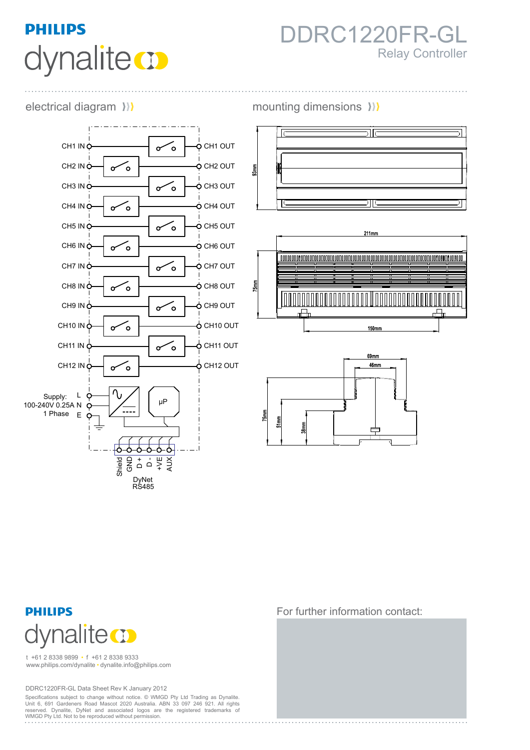# DDRC1220FR-GL

Relay Controller

## electrical diagram

CH1 IN
CH1 OUT
CH2 IN
CH2 OUT
CH3 IN
CH3 OUT
CH4 IN
CH4 OUT
CH5 IN
CH5 OUT
CH6 IN
CH6 OUT
CH7 IN
CH7 OUT
CH8 IN
CH8 OUT
CH9 IN
CH9 OUT
CH10 IN
CH10 OUT
CH11 IN
CH11 OUT
CH12 IN
CH12 OUT

Supply: L
100-240V 0.25A N
1 Phase E

µP

Shield
GND
D +
D -
+VE
AUX

DyNet
RS485

## mounting dimensions

93mm
211mm
75mm
150mm
69mm
46mm
75mm
51mm
38mm

PHILIPS
dynalite

t +61 2 8338 9899 • f +61 2 8338 9333
www.philips.com/dynalite • dynalite.info@philips.com

DDRC1220FR-GL Data Sheet Rev K January 2012

Specifications subject to change without notice. © WMGD Pty Ltd Trading as Dynalite. Unit 6, 691 Gardeners Road Mascot 2020 Australia. ABN 33 097 246 921. All rights reserved. Dynalite, DyNet and associated logos are the registered trademarks of WMGD Pty Ltd. Not to be reproduced without permission.

For further information contact: